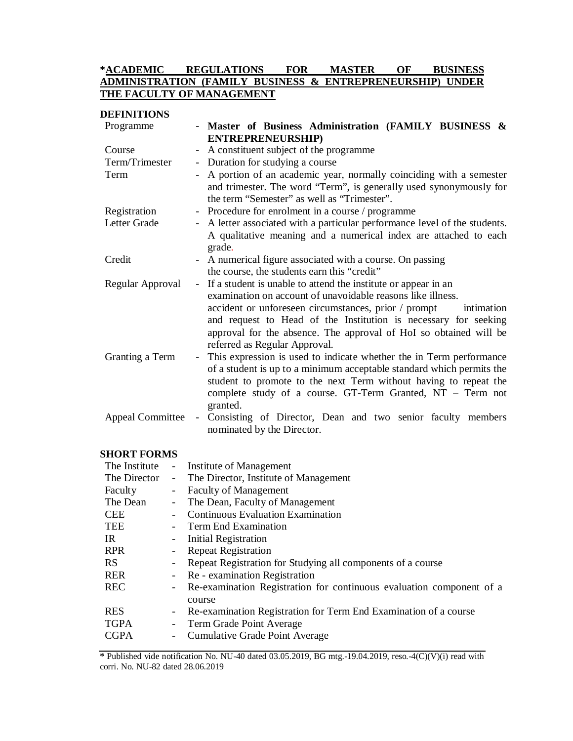## *ACADEMIC REGULATIONS FOR MASTER OF BUSINESS ADMINISTRATION (FAMILY BUSINESS & ENTREPRENEURSHIP) UNDER THE FACULTY OF MANAGEMENT

### DEFINITIONS

| | | |
|---|---|---|
| Programme | - | **Master of Business Administration (FAMILY BUSINESS & ENTREPRENEURSHIP)** |
| Course | - | A constituent subject of the programme |
| Term/Trimester | - | Duration for studying a course |
| Term | - | A portion of an academic year, normally coinciding with a semester and trimester. The word "Term", is generally used synonymously for the term "Semester" as well as "Trimester". |
| Registration | - | Procedure for enrolment in a course / programme |
| Letter Grade | - | A letter associated with a particular performance level of the students. A qualitative meaning and a numerical index are attached to each grade. |
| Credit | - | A numerical figure associated with a course. On passing the course, the students earn this "credit" |
| Regular Approval | - | If a student is unable to attend the institute or appear in an examination on account of unavoidable reasons like illness. accident or unforeseen circumstances, prior / prompt intimation and request to Head of the Institution is necessary for seeking approval for the absence. The approval of HoI so obtained will be referred as Regular Approval. |
| Granting a Term | - | This expression is used to indicate whether the in Term performance of a student is up to a minimum acceptable standard which permits the student to promote to the next Term without having to repeat the complete study of a course. GT-Term Granted, NT – Term not granted. |
| Appeal Committee | - | Consisting of Director, Dean and two senior faculty members nominated by the Director. |

### SHORT FORMS

| | | |
|---|---|---|
| The Institute | - | Institute of Management |
| The Director | - | The Director, Institute of Management |
| Faculty | - | Faculty of Management |
| The Dean | - | The Dean, Faculty of Management |
| CEE | - | Continuous Evaluation Examination |
| TEE | - | Term End Examination |
| IR | - | Initial Registration |
| RPR | - | Repeat Registration |
| RS | - | Repeat Registration for Studying all components of a course |
| RER | - | Re - examination Registration |
| REC | - | Re-examination Registration for continuous evaluation component of a course |
| RES | - | Re-examination Registration for Term End Examination of a course |
| TGPA | - | Term Grade Point Average |
| CGPA | - | Cumulative Grade Point Average |

---

* Published vide notification No. NU-40 dated 03.05.2019, BG mtg.-19.04.2019, reso.-4(C)(V)(i) read with corri. No. NU-82 dated 28.06.2019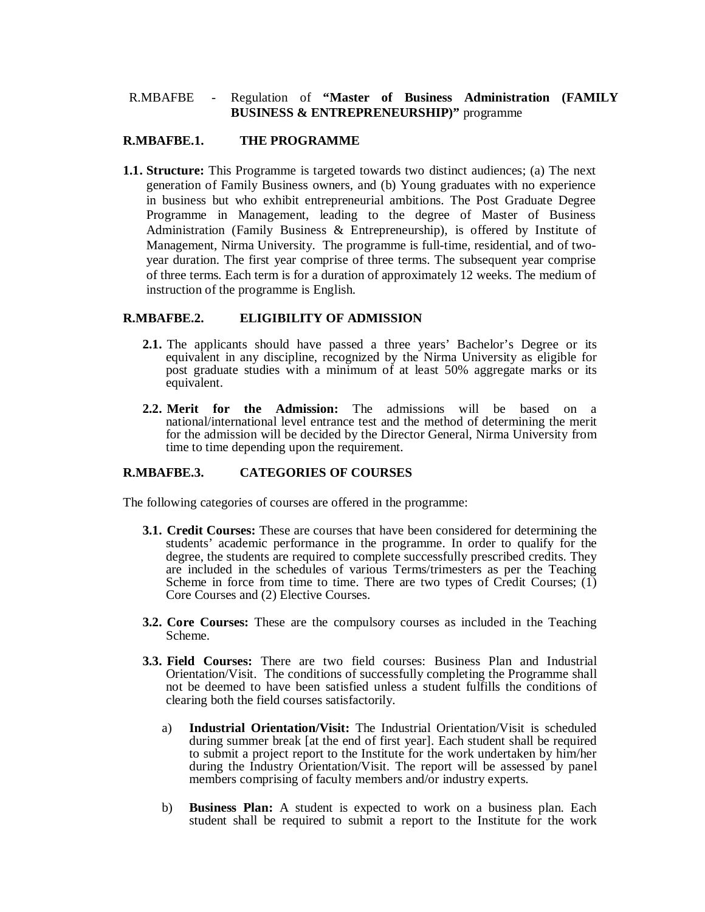R.MBAFBE - Regulation of **"Master of Business Administration (FAMILY BUSINESS & ENTREPRENEURSHIP)"** programme

## R.MBAFBE.1. THE PROGRAMME

**1.1. Structure:** This Programme is targeted towards two distinct audiences; (a) The next generation of Family Business owners, and (b) Young graduates with no experience in business but who exhibit entrepreneurial ambitions. The Post Graduate Degree Programme in Management, leading to the degree of Master of Business Administration (Family Business & Entrepreneurship), is offered by Institute of Management, Nirma University. The programme is full-time, residential, and of two-year duration. The first year comprise of three terms. The subsequent year comprise of three terms. Each term is for a duration of approximately 12 weeks. The medium of instruction of the programme is English.

## R.MBAFBE.2. ELIGIBILITY OF ADMISSION

**2.1.** The applicants should have passed a three years' Bachelor's Degree or its equivalent in any discipline, recognized by the Nirma University as eligible for post graduate studies with a minimum of at least 50% aggregate marks or its equivalent.

**2.2. Merit for the Admission:** The admissions will be based on a national/international level entrance test and the method of determining the merit for the admission will be decided by the Director General, Nirma University from time to time depending upon the requirement.

## R.MBAFBE.3. CATEGORIES OF COURSES

The following categories of courses are offered in the programme:

**3.1. Credit Courses:** These are courses that have been considered for determining the students' academic performance in the programme. In order to qualify for the degree, the students are required to complete successfully prescribed credits. They are included in the schedules of various Terms/trimesters as per the Teaching Scheme in force from time to time. There are two types of Credit Courses; (1) Core Courses and (2) Elective Courses.

**3.2. Core Courses:** These are the compulsory courses as included in the Teaching Scheme.

**3.3. Field Courses:** There are two field courses: Business Plan and Industrial Orientation/Visit. The conditions of successfully completing the Programme shall not be deemed to have been satisfied unless a student fulfills the conditions of clearing both the field courses satisfactorily.

a) **Industrial Orientation/Visit:** The Industrial Orientation/Visit is scheduled during summer break [at the end of first year]. Each student shall be required to submit a project report to the Institute for the work undertaken by him/her during the Industry Orientation/Visit. The report will be assessed by panel members comprising of faculty members and/or industry experts.

b) **Business Plan:** A student is expected to work on a business plan. Each student shall be required to submit a report to the Institute for the work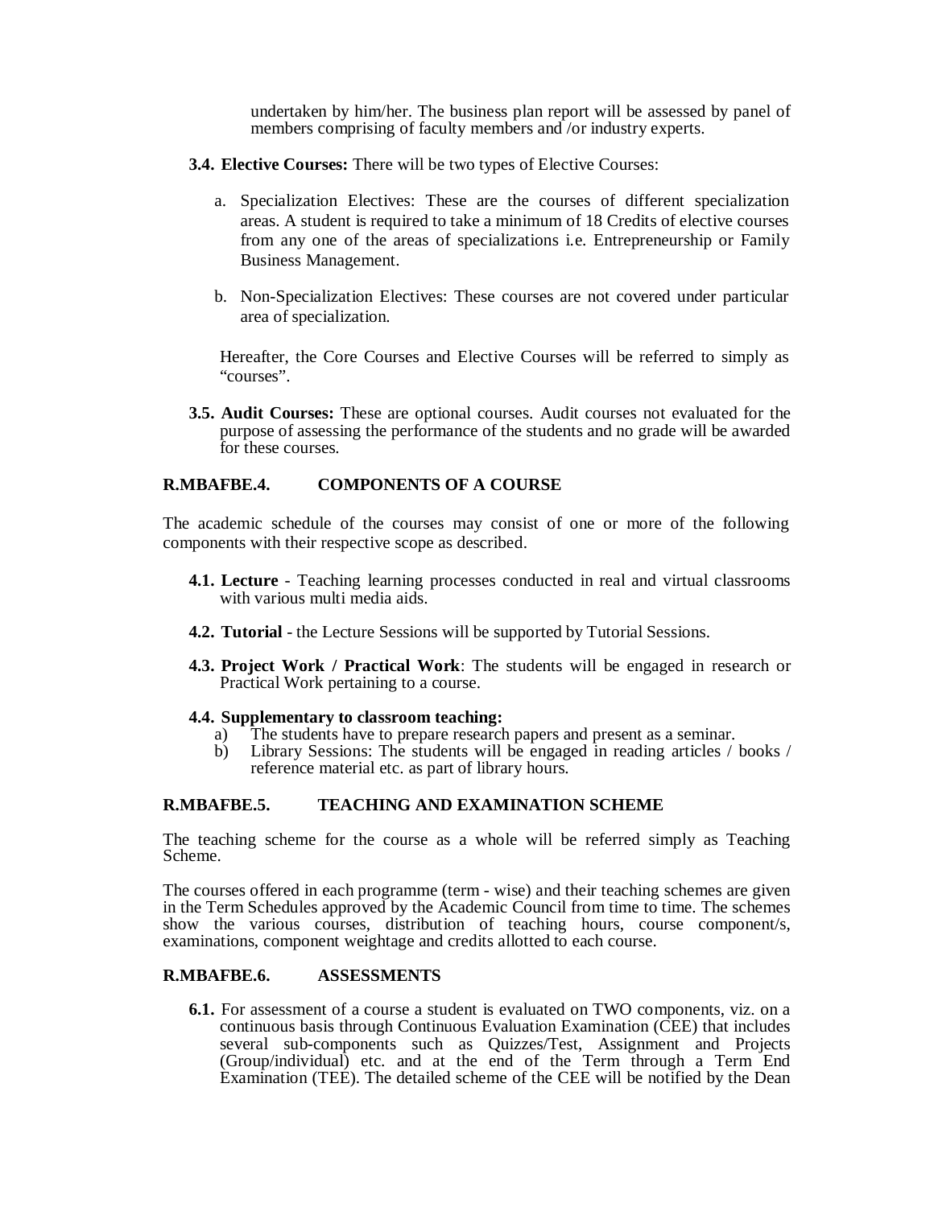undertaken by him/her. The business plan report will be assessed by panel of members comprising of faculty members and /or industry experts.

**3.4. Elective Courses:** There will be two types of Elective Courses:

a. Specialization Electives: These are the courses of different specialization areas. A student is required to take a minimum of 18 Credits of elective courses from any one of the areas of specializations i.e. Entrepreneurship or Family Business Management.

b. Non-Specialization Electives: These courses are not covered under particular area of specialization.

Hereafter, the Core Courses and Elective Courses will be referred to simply as "courses".

**3.5. Audit Courses:** These are optional courses. Audit courses not evaluated for the purpose of assessing the performance of the students and no grade will be awarded for these courses.

## R.MBAFBE.4. COMPONENTS OF A COURSE

The academic schedule of the courses may consist of one or more of the following components with their respective scope as described.

**4.1. Lecture** - Teaching learning processes conducted in real and virtual classrooms with various multi media aids.

**4.2. Tutorial** - the Lecture Sessions will be supported by Tutorial Sessions.

**4.3. Project Work / Practical Work**: The students will be engaged in research or Practical Work pertaining to a course.

**4.4. Supplementary to classroom teaching:**

a) The students have to prepare research papers and present as a seminar.

b) Library Sessions: The students will be engaged in reading articles / books / reference material etc. as part of library hours.

## R.MBAFBE.5. TEACHING AND EXAMINATION SCHEME

The teaching scheme for the course as a whole will be referred simply as Teaching Scheme.

The courses offered in each programme (term - wise) and their teaching schemes are given in the Term Schedules approved by the Academic Council from time to time. The schemes show the various courses, distribution of teaching hours, course component/s, examinations, component weightage and credits allotted to each course.

## R.MBAFBE.6. ASSESSMENTS

**6.1.** For assessment of a course a student is evaluated on TWO components, viz. on a continuous basis through Continuous Evaluation Examination (CEE) that includes several sub-components such as Quizzes/Test, Assignment and Projects (Group/individual) etc. and at the end of the Term through a Term End Examination (TEE). The detailed scheme of the CEE will be notified by the Dean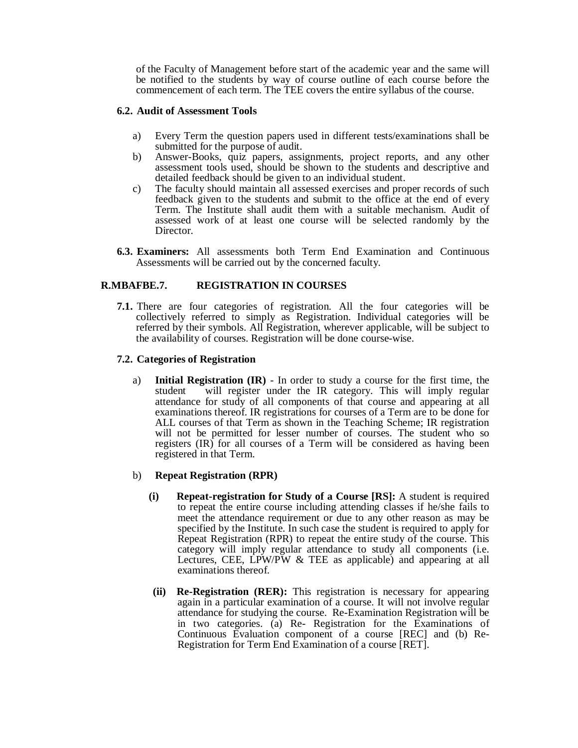of the Faculty of Management before start of the academic year and the same will be notified to the students by way of course outline of each course before the commencement of each term. The TEE covers the entire syllabus of the course.

**6.2. Audit of Assessment Tools**

a) Every Term the question papers used in different tests/examinations shall be submitted for the purpose of audit.
b) Answer-Books, quiz papers, assignments, project reports, and any other assessment tools used, should be shown to the students and descriptive and detailed feedback should be given to an individual student.
c) The faculty should maintain all assessed exercises and proper records of such feedback given to the students and submit to the office at the end of every Term. The Institute shall audit them with a suitable mechanism. Audit of assessed work of at least one course will be selected randomly by the Director.

**6.3. Examiners:** All assessments both Term End Examination and Continuous Assessments will be carried out by the concerned faculty.

## R.MBAFBE.7. REGISTRATION IN COURSES

**7.1.** There are four categories of registration. All the four categories will be collectively referred to simply as Registration. Individual categories will be referred by their symbols. All Registration, wherever applicable, will be subject to the availability of courses. Registration will be done course-wise.

**7.2. Categories of Registration**

a) **Initial Registration (IR)** - In order to study a course for the first time, the student will register under the IR category. This will imply regular attendance for study of all components of that course and appearing at all examinations thereof. IR registrations for courses of a Term are to be done for ALL courses of that Term as shown in the Teaching Scheme; IR registration will not be permitted for lesser number of courses. The student who so registers (IR) for all courses of a Term will be considered as having been registered in that Term.

b) **Repeat Registration (RPR)**

**(i) Repeat-registration for Study of a Course [RS]:** A student is required to repeat the entire course including attending classes if he/she fails to meet the attendance requirement or due to any other reason as may be specified by the Institute. In such case the student is required to apply for Repeat Registration (RPR) to repeat the entire study of the course. This category will imply regular attendance to study all components (i.e. Lectures, CEE, LPW/PW & TEE as applicable) and appearing at all examinations thereof.

**(ii) Re-Registration (RER):** This registration is necessary for appearing again in a particular examination of a course. It will not involve regular attendance for studying the course. Re-Examination Registration will be in two categories. (a) Re- Registration for the Examinations of Continuous Evaluation component of a course [REC] and (b) Re-Registration for Term End Examination of a course [RET].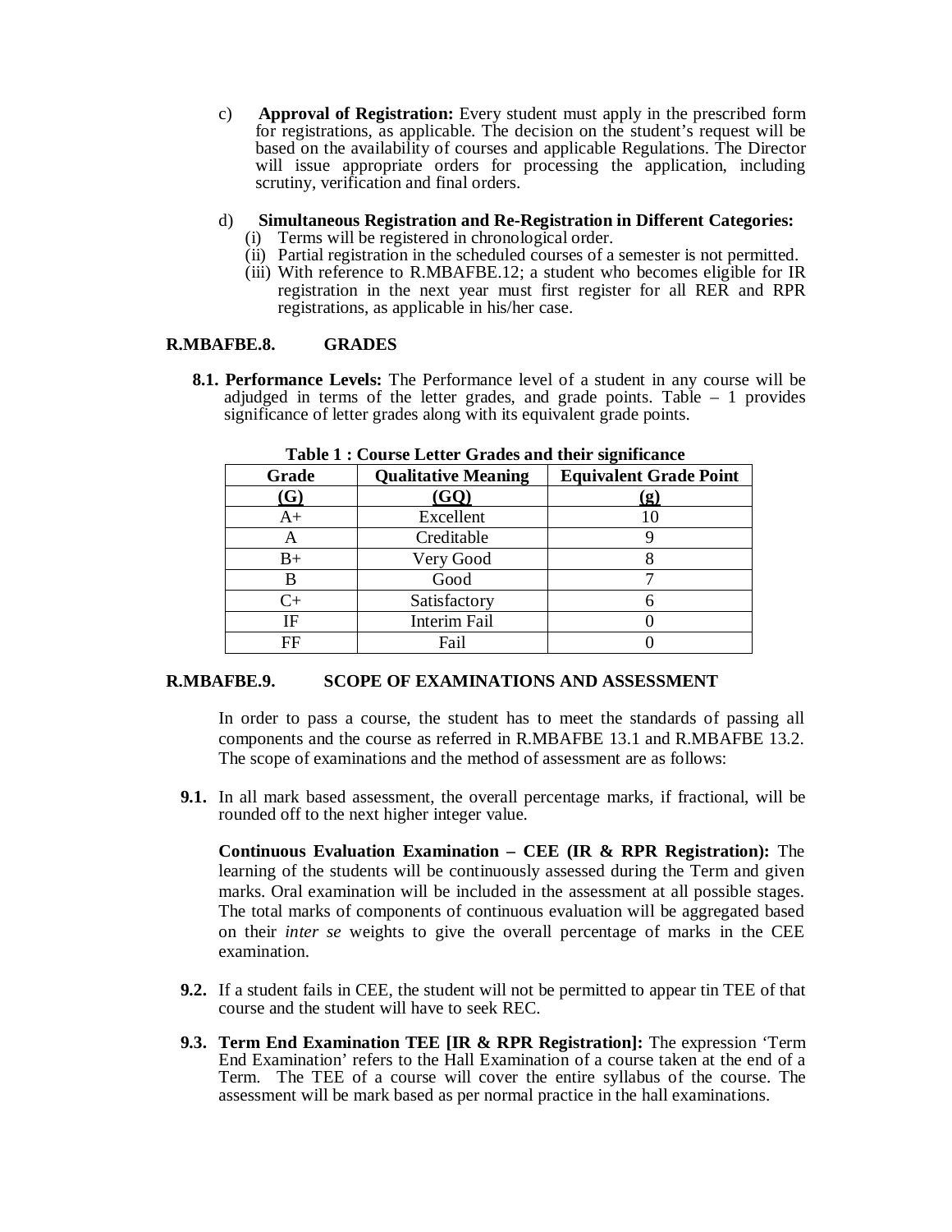c) **Approval of Registration:** Every student must apply in the prescribed form for registrations, as applicable. The decision on the student's request will be based on the availability of courses and applicable Regulations. The Director will issue appropriate orders for processing the application, including scrutiny, verification and final orders.

d) **Simultaneous Registration and Re-Registration in Different Categories:**
   (i) Terms will be registered in chronological order.
   (ii) Partial registration in the scheduled courses of a semester is not permitted.
   (iii) With reference to R.MBAFBE.12; a student who becomes eligible for IR registration in the next year must first register for all RER and RPR registrations, as applicable in his/her case.

## R.MBAFBE.8. GRADES

**8.1. Performance Levels:** The Performance level of a student in any course will be adjudged in terms of the letter grades, and grade points. Table – 1 provides significance of letter grades along with its equivalent grade points.

**Table 1 : Course Letter Grades and their significance**

| Grade (G) | Qualitative Meaning (GQ) | Equivalent Grade Point (g) |
|---|---|---|
| A+ | Excellent | 10 |
| A | Creditable | 9 |
| B+ | Very Good | 8 |
| B | Good | 7 |
| C+ | Satisfactory | 6 |
| IF | Interim Fail | 0 |
| FF | Fail | 0 |

## R.MBAFBE.9. SCOPE OF EXAMINATIONS AND ASSESSMENT

In order to pass a course, the student has to meet the standards of passing all components and the course as referred in R.MBAFBE 13.1 and R.MBAFBE 13.2. The scope of examinations and the method of assessment are as follows:

**9.1.** In all mark based assessment, the overall percentage marks, if fractional, will be rounded off to the next higher integer value.

**Continuous Evaluation Examination – CEE (IR & RPR Registration):** The learning of the students will be continuously assessed during the Term and given marks. Oral examination will be included in the assessment at all possible stages. The total marks of components of continuous evaluation will be aggregated based on their *inter se* weights to give the overall percentage of marks in the CEE examination.

**9.2.** If a student fails in CEE, the student will not be permitted to appear tin TEE of that course and the student will have to seek REC.

**9.3. Term End Examination TEE [IR & RPR Registration]:** The expression 'Term End Examination' refers to the Hall Examination of a course taken at the end of a Term. The TEE of a course will cover the entire syllabus of the course. The assessment will be mark based as per normal practice in the hall examinations.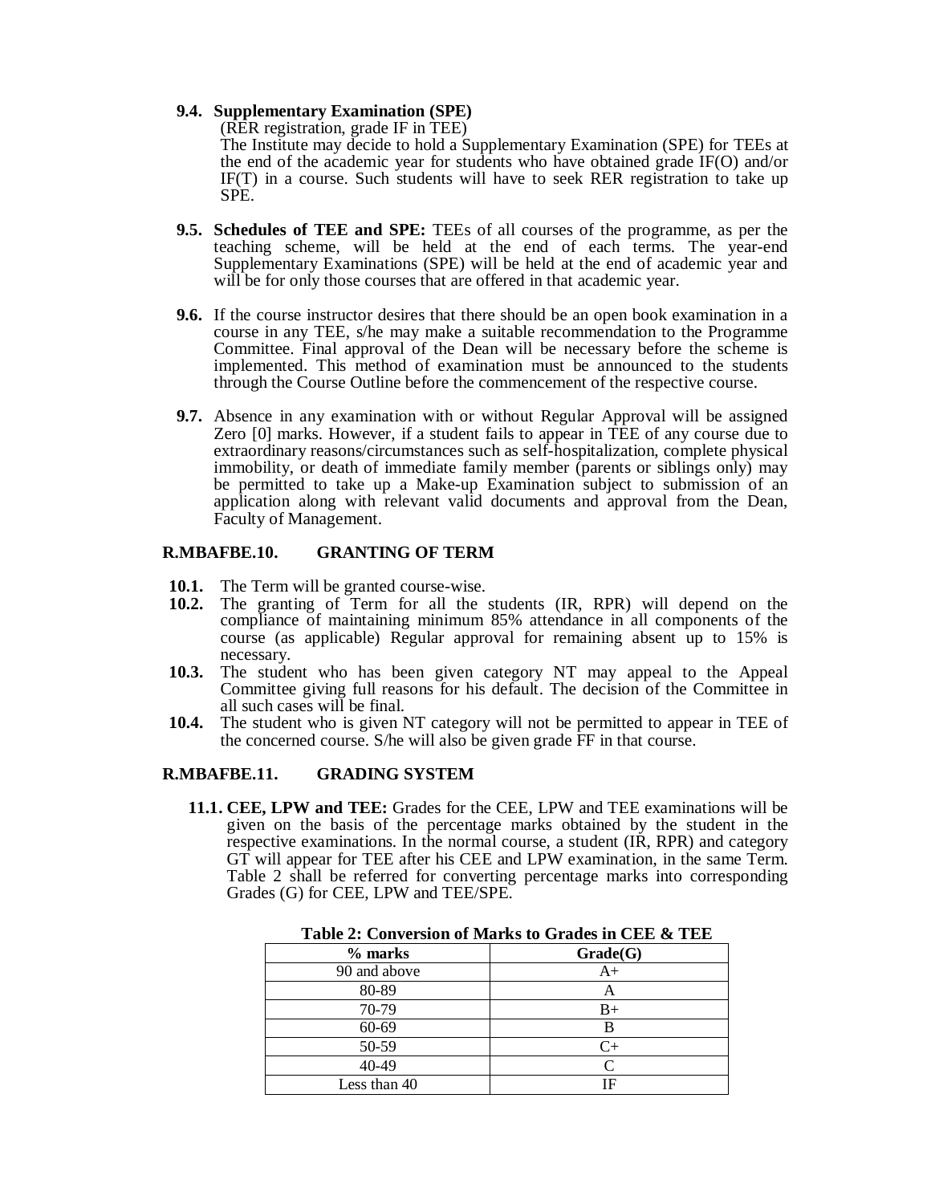**9.4. Supplementary Examination (SPE)**
(RER registration, grade IF in TEE)
The Institute may decide to hold a Supplementary Examination (SPE) for TEEs at the end of the academic year for students who have obtained grade IF(O) and/or IF(T) in a course. Such students will have to seek RER registration to take up SPE.

**9.5. Schedules of TEE and SPE:** TEEs of all courses of the programme, as per the teaching scheme, will be held at the end of each terms. The year-end Supplementary Examinations (SPE) will be held at the end of academic year and will be for only those courses that are offered in that academic year.

**9.6.** If the course instructor desires that there should be an open book examination in a course in any TEE, s/he may make a suitable recommendation to the Programme Committee. Final approval of the Dean will be necessary before the scheme is implemented. This method of examination must be announced to the students through the Course Outline before the commencement of the respective course.

**9.7.** Absence in any examination with or without Regular Approval will be assigned Zero [0] marks. However, if a student fails to appear in TEE of any course due to extraordinary reasons/circumstances such as self-hospitalization, complete physical immobility, or death of immediate family member (parents or siblings only) may be permitted to take up a Make-up Examination subject to submission of an application along with relevant valid documents and approval from the Dean, Faculty of Management.

## R.MBAFBE.10. GRANTING OF TERM

**10.1.** The Term will be granted course-wise.
**10.2.** The granting of Term for all the students (IR, RPR) will depend on the compliance of maintaining minimum 85% attendance in all components of the course (as applicable) Regular approval for remaining absent up to 15% is necessary.
**10.3.** The student who has been given category NT may appeal to the Appeal Committee giving full reasons for his default. The decision of the Committee in all such cases will be final.
**10.4.** The student who is given NT category will not be permitted to appear in TEE of the concerned course. S/he will also be given grade FF in that course.

## R.MBAFBE.11. GRADING SYSTEM

**11.1. CEE, LPW and TEE:** Grades for the CEE, LPW and TEE examinations will be given on the basis of the percentage marks obtained by the student in the respective examinations. In the normal course, a student (IR, RPR) and category GT will appear for TEE after his CEE and LPW examination, in the same Term. Table 2 shall be referred for converting percentage marks into corresponding Grades (G) for CEE, LPW and TEE/SPE.

**Table 2: Conversion of Marks to Grades in CEE & TEE**

| % marks | Grade(G) |
|---|---|
| 90 and above | A+ |
| 80-89 | A |
| 70-79 | B+ |
| 60-69 | B |
| 50-59 | C+ |
| 40-49 | C |
| Less than 40 | IF |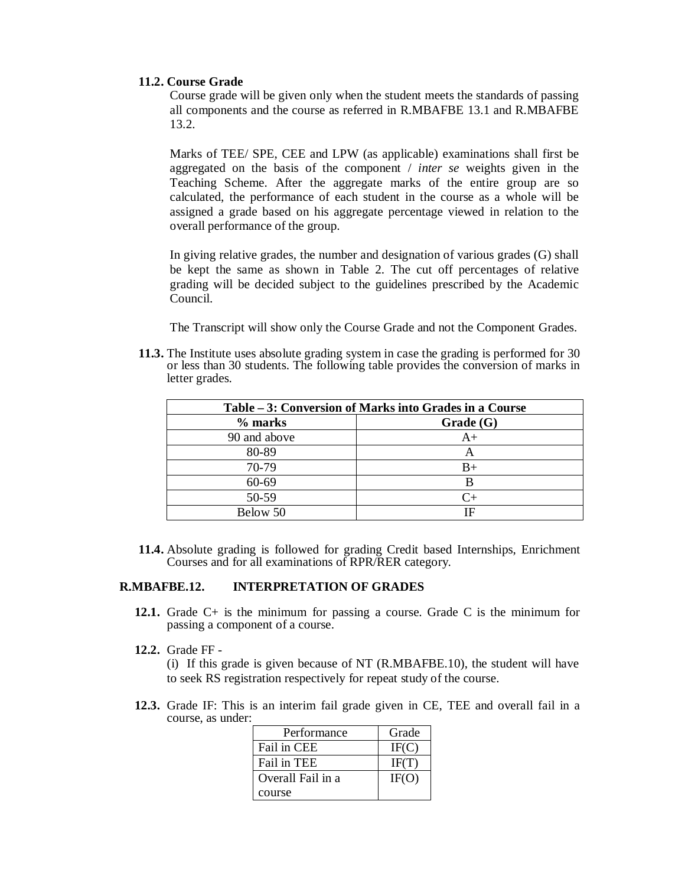### 11.2. Course Grade

Course grade will be given only when the student meets the standards of passing all components and the course as referred in R.MBAFBE 13.1 and R.MBAFBE 13.2.

Marks of TEE/ SPE, CEE and LPW (as applicable) examinations shall first be aggregated on the basis of the component / *inter se* weights given in the Teaching Scheme. After the aggregate marks of the entire group are so calculated, the performance of each student in the course as a whole will be assigned a grade based on his aggregate percentage viewed in relation to the overall performance of the group.

In giving relative grades, the number and designation of various grades (G) shall be kept the same as shown in Table 2. The cut off percentages of relative grading will be decided subject to the guidelines prescribed by the Academic Council.

The Transcript will show only the Course Grade and not the Component Grades.

**11.3.** The Institute uses absolute grading system in case the grading is performed for 30 or less than 30 students. The following table provides the conversion of marks in letter grades.

**Table – 3: Conversion of Marks into Grades in a Course**

| % marks | Grade (G) |
|---|---|
| 90 and above | A+ |
| 80-89 | A |
| 70-79 | B+ |
| 60-69 | B |
| 50-59 | C+ |
| Below 50 | IF |

**11.4.** Absolute grading is followed for grading Credit based Internships, Enrichment Courses and for all examinations of RPR/RER category.

## R.MBAFBE.12. INTERPRETATION OF GRADES

**12.1.** Grade C+ is the minimum for passing a course. Grade C is the minimum for passing a component of a course.

**12.2.** Grade FF -

(i) If this grade is given because of NT (R.MBAFBE.10), the student will have to seek RS registration respectively for repeat study of the course.

**12.3.** Grade IF: This is an interim fail grade given in CE, TEE and overall fail in a course, as under:

| Performance | Grade |
|---|---|
| Fail in CEE | IF(C) |
| Fail in TEE | IF(T) |
| Overall Fail in a course | IF(O) |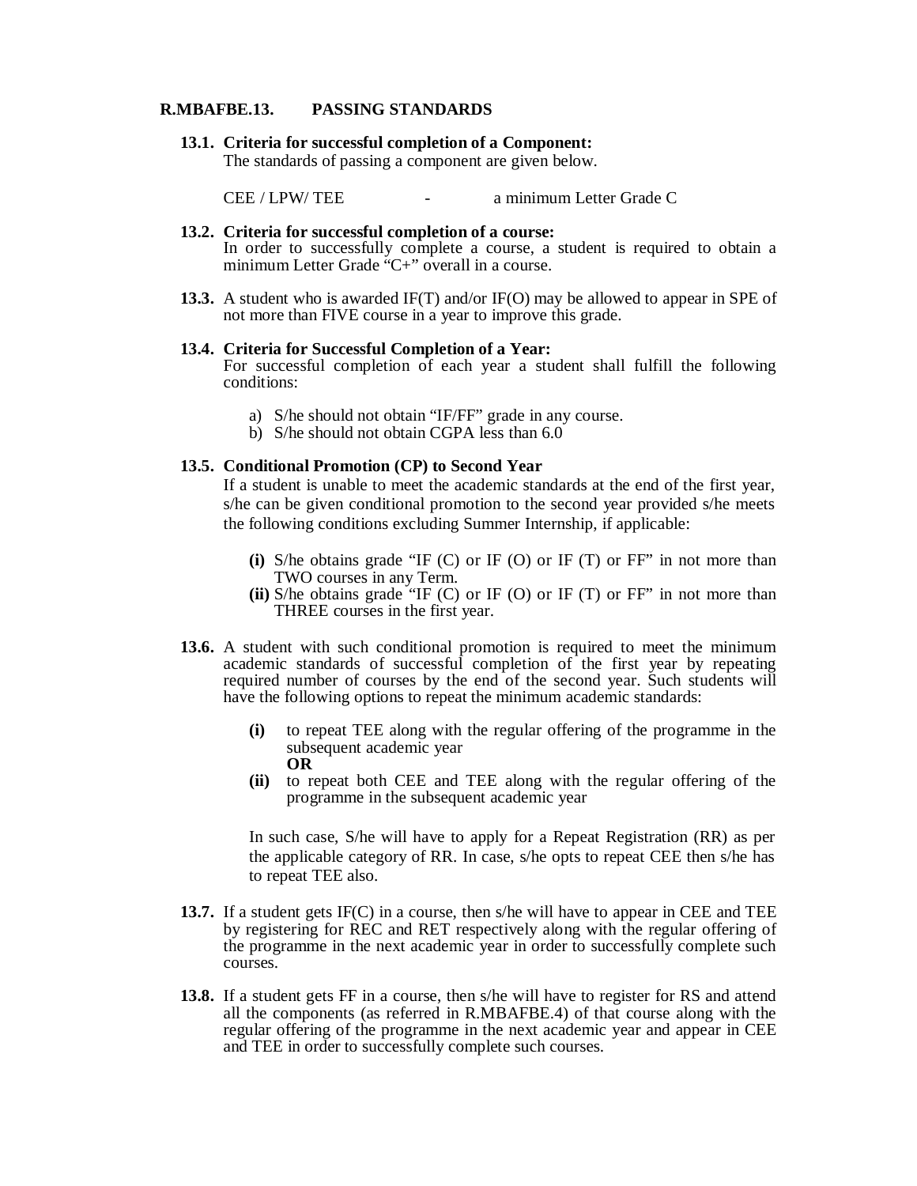## R.MBAFBE.13. PASSING STANDARDS

**13.1. Criteria for successful completion of a Component:**
The standards of passing a component are given below.

CEE / LPW/ TEE - a minimum Letter Grade C

**13.2. Criteria for successful completion of a course:**
In order to successfully complete a course, a student is required to obtain a minimum Letter Grade "C+" overall in a course.

**13.3.** A student who is awarded IF(T) and/or IF(O) may be allowed to appear in SPE of not more than FIVE course in a year to improve this grade.

**13.4. Criteria for Successful Completion of a Year:**
For successful completion of each year a student shall fulfill the following conditions:

a) S/he should not obtain "IF/FF" grade in any course.
b) S/he should not obtain CGPA less than 6.0

**13.5. Conditional Promotion (CP) to Second Year**
If a student is unable to meet the academic standards at the end of the first year, s/he can be given conditional promotion to the second year provided s/he meets the following conditions excluding Summer Internship, if applicable:

**(i)** S/he obtains grade "IF (C) or IF (O) or IF (T) or FF" in not more than TWO courses in any Term.
**(ii)** S/he obtains grade "IF (C) or IF (O) or IF (T) or FF" in not more than THREE courses in the first year.

**13.6.** A student with such conditional promotion is required to meet the minimum academic standards of successful completion of the first year by repeating required number of courses by the end of the second year. Such students will have the following options to repeat the minimum academic standards:

**(i)** to repeat TEE along with the regular offering of the programme in the subsequent academic year
**OR**
**(ii)** to repeat both CEE and TEE along with the regular offering of the programme in the subsequent academic year

In such case, S/he will have to apply for a Repeat Registration (RR) as per the applicable category of RR. In case, s/he opts to repeat CEE then s/he has to repeat TEE also.

**13.7.** If a student gets IF(C) in a course, then s/he will have to appear in CEE and TEE by registering for REC and RET respectively along with the regular offering of the programme in the next academic year in order to successfully complete such courses.

**13.8.** If a student gets FF in a course, then s/he will have to register for RS and attend all the components (as referred in R.MBAFBE.4) of that course along with the regular offering of the programme in the next academic year and appear in CEE and TEE in order to successfully complete such courses.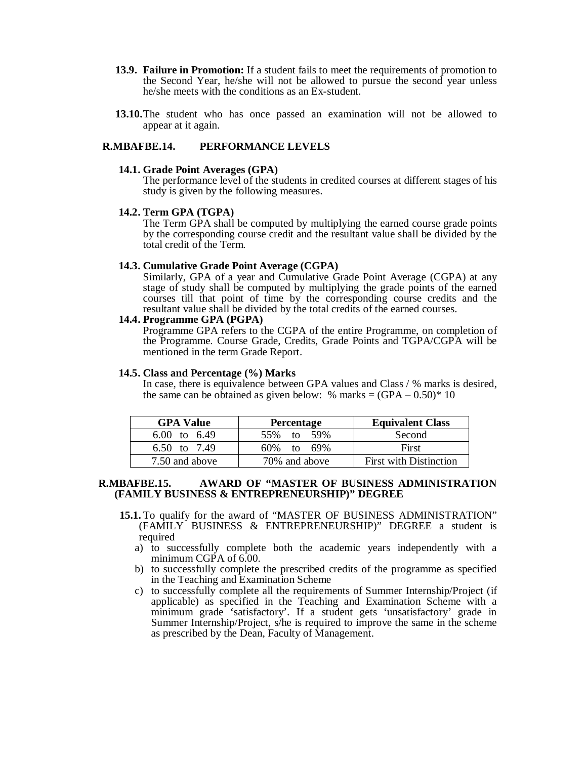**13.9. Failure in Promotion:** If a student fails to meet the requirements of promotion to the Second Year, he/she will not be allowed to pursue the second year unless he/she meets with the conditions as an Ex-student.

**13.10.** The student who has once passed an examination will not be allowed to appear at it again.

## R.MBAFBE.14. PERFORMANCE LEVELS

**14.1. Grade Point Averages (GPA)**
The performance level of the students in credited courses at different stages of his study is given by the following measures.

**14.2. Term GPA (TGPA)**
The Term GPA shall be computed by multiplying the earned course grade points by the corresponding course credit and the resultant value shall be divided by the total credit of the Term.

**14.3. Cumulative Grade Point Average (CGPA)**
Similarly, GPA of a year and Cumulative Grade Point Average (CGPA) at any stage of study shall be computed by multiplying the grade points of the earned courses till that point of time by the corresponding course credits and the resultant value shall be divided by the total credits of the earned courses.

**14.4. Programme GPA (PGPA)**
Programme GPA refers to the CGPA of the entire Programme, on completion of the Programme. Course Grade, Credits, Grade Points and TGPA/CGPA will be mentioned in the term Grade Report.

**14.5. Class and Percentage (%) Marks**
In case, there is equivalence between GPA values and Class / % marks is desired, the same can be obtained as given below: % marks = (GPA – 0.50)* 10

| GPA Value | Percentage | Equivalent Class |
|---|---|---|
| 6.00 to 6.49 | 55% to 59% | Second |
| 6.50 to 7.49 | 60% to 69% | First |
| 7.50 and above | 70% and above | First with Distinction |

## R.MBAFBE.15. AWARD OF "MASTER OF BUSINESS ADMINISTRATION (FAMILY BUSINESS & ENTREPRENEURSHIP)" DEGREE

**15.1.** To qualify for the award of "MASTER OF BUSINESS ADMINISTRATION" (FAMILY BUSINESS & ENTREPRENEURSHIP)" DEGREE a student is required

a) to successfully complete both the academic years independently with a minimum CGPA of 6.00.
b) to successfully complete the prescribed credits of the programme as specified in the Teaching and Examination Scheme
c) to successfully complete all the requirements of Summer Internship/Project (if applicable) as specified in the Teaching and Examination Scheme with a minimum grade 'satisfactory'. If a student gets 'unsatisfactory' grade in Summer Internship/Project, s/he is required to improve the same in the scheme as prescribed by the Dean, Faculty of Management.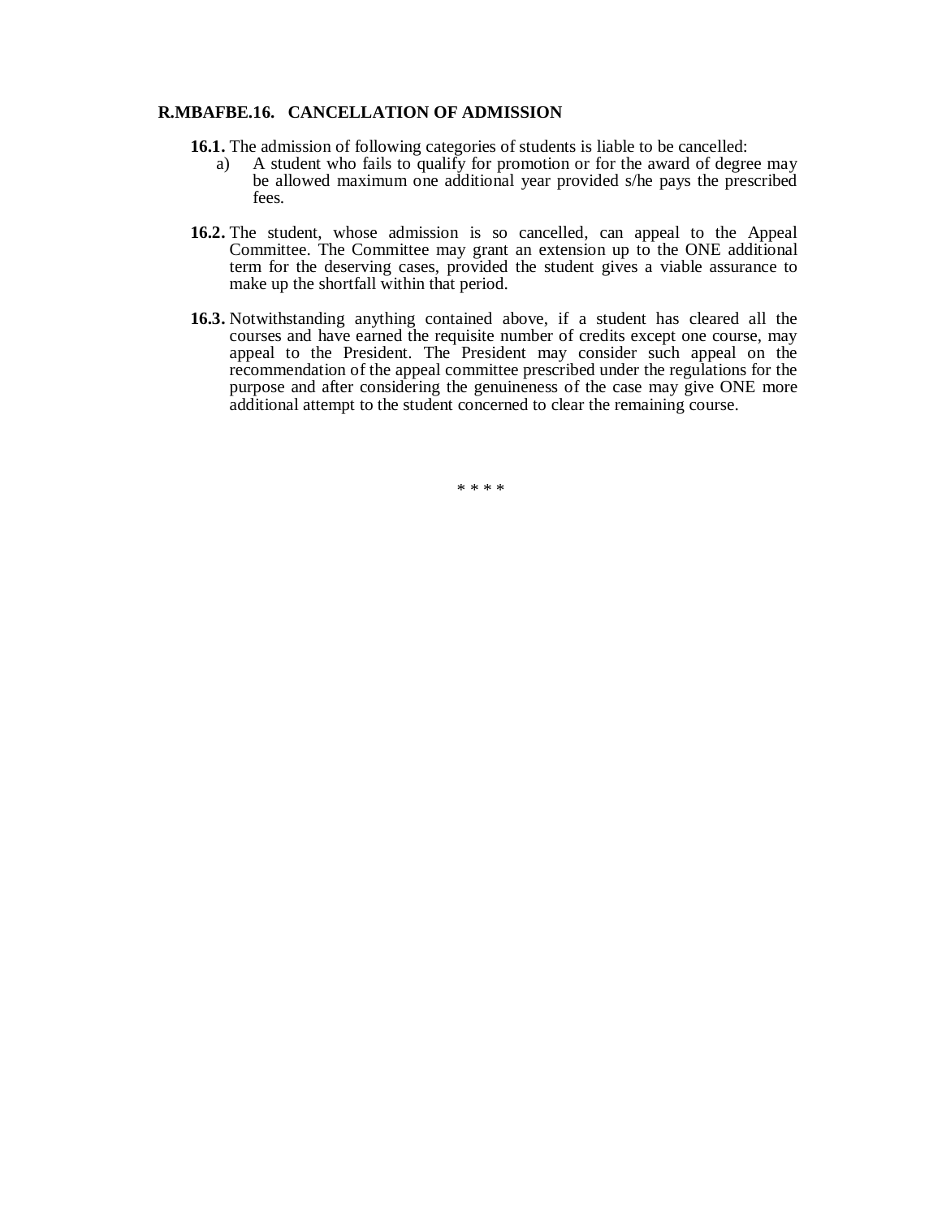### R.MBAFBE.16. CANCELLATION OF ADMISSION

**16.1.** The admission of following categories of students is liable to be cancelled:

a) A student who fails to qualify for promotion or for the award of degree may be allowed maximum one additional year provided s/he pays the prescribed fees.

**16.2.** The student, whose admission is so cancelled, can appeal to the Appeal Committee. The Committee may grant an extension up to the ONE additional term for the deserving cases, provided the student gives a viable assurance to make up the shortfall within that period.

**16.3.** Notwithstanding anything contained above, if a student has cleared all the courses and have earned the requisite number of credits except one course, may appeal to the President. The President may consider such appeal on the recommendation of the appeal committee prescribed under the regulations for the purpose and after considering the genuineness of the case may give ONE more additional attempt to the student concerned to clear the remaining course.

* * * *